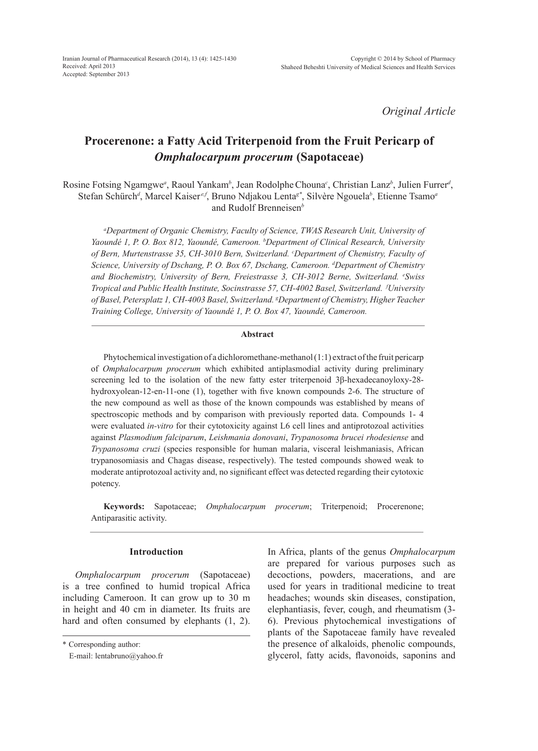*Original Article*

# Procerenone: a Fatty Acid Triterpenoid from the Fruit Pericarp of *Omphalocarpum procerum* (Sapotaceae)

Rosine Fotsing Ngamgwe[a], Raoul Yankam[b], Jean Rodolphe Chouna[c], Christian Lanz[b], Julien Furrer[d], Stefan Schürch[d], Marcel Kaiser[e,f], Bruno Ndjakou Lenta[g*], Silvère Ngouela[b], Etienne Tsamo[a] and Rudolf Brenneisen[b]

*[a]Department of Organic Chemistry, Faculty of Science, TWAS Research Unit, University of Yaoundé 1, P. O. Box 812, Yaoundé, Cameroon. [b]Department of Clinical Research, University of Bern, Murtenstrasse 35, CH-3010 Bern, Switzerland. [c]Department of Chemistry, Faculty of Science, University of Dschang, P. O. Box 67, Dschang, Cameroon. [d]Department of Chemistry and Biochemistry, University of Bern, Freiestrasse 3, CH-3012 Berne, Switzerland. [e]Swiss Tropical and Public Health Institute, Socinstrasse 57, CH-4002 Basel, Switzerland. [f]University of Basel, Petersplatz 1, CH-4003 Basel, Switzerland. [g]Department of Chemistry, Higher Teacher Training College, University of Yaoundé 1, P. O. Box 47, Yaoundé, Cameroon.*

### Abstract

Phytochemical investigation of a dichloromethane-methanol (1:1) extract of the fruit pericarp of *Omphalocarpum procerum* which exhibited antiplasmodial activity during preliminary screening led to the isolation of the new fatty ester triterpenoid 3β-hexadecanoyloxy-28-hydroxyolean-12-en-11-one (1), together with five known compounds 2-6. The structure of the new compound as well as those of the known compounds was established by means of spectroscopic methods and by comparison with previously reported data. Compounds 1- 4 were evaluated *in-vitro* for their cytotoxicity against L6 cell lines and antiprotozoal activities against *Plasmodium falciparum*, *Leishmania donovani*, *Trypanosoma brucei rhodesiense* and *Trypanosoma cruzi* (species responsible for human malaria, visceral leishmaniasis, African trypanosomiasis and Chagas disease, respectively). The tested compounds showed weak to moderate antiprotozoal activity and, no significant effect was detected regarding their cytotoxic potency.

**Keywords:** Sapotaceae; *Omphalocarpum procerum*; Triterpenoid; Procerenone; Antiparasitic activity.

## Introduction

*Omphalocarpum procerum* (Sapotaceae) is a tree confined to humid tropical Africa including Cameroon. It can grow up to 30 m in height and 40 cm in diameter. Its fruits are hard and often consumed by elephants (1, 2). In Africa, plants of the genus *Omphalocarpum* are prepared for various purposes such as decoctions, powders, macerations, and are used for years in traditional medicine to treat headaches; wounds skin diseases, constipation, elephantiasis, fever, cough, and rheumatism (3-6). Previous phytochemical investigations of plants of the Sapotaceae family have revealed the presence of alkaloids, phenolic compounds, glycerol, fatty acids, flavonoids, saponins and

\* Corresponding author:
E-mail: lentabruno@yahoo.fr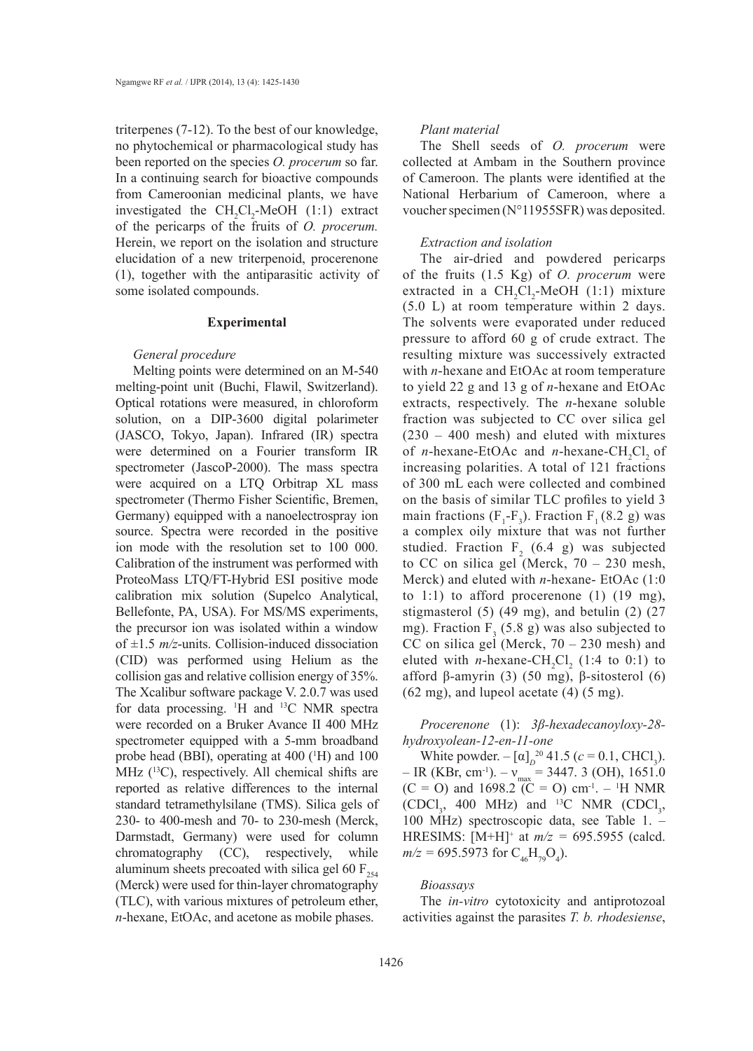triterpenes (7-12). To the best of our knowledge, no phytochemical or pharmacological study has been reported on the species *O. procerum* so far. In a continuing search for bioactive compounds from Cameroonian medicinal plants, we have investigated the $CH_2Cl_2$-MeOH (1:1) extract of the pericarps of the fruits of *O. procerum.* Herein, we report on the isolation and structure elucidation of a new triterpenoid, procerenone (1), together with the antiparasitic activity of some isolated compounds.

## Experimental

### *General procedure*

Melting points were determined on an M-540 melting-point unit (Buchi, Flawil, Switzerland). Optical rotations were measured, in chloroform solution, on a DIP-3600 digital polarimeter (JASCO, Tokyo, Japan). Infrared (IR) spectra were determined on a Fourier transform IR spectrometer (JascoP-2000). The mass spectra were acquired on a LTQ Orbitrap XL mass spectrometer (Thermo Fisher Scientific, Bremen, Germany) equipped with a nanoelectrospray ion source. Spectra were recorded in the positive ion mode with the resolution set to 100 000. Calibration of the instrument was performed with ProteoMass LTQ/FT-Hybrid ESI positive mode calibration mix solution (Supelco Analytical, Bellefonte, PA, USA). For MS/MS experiments, the precursor ion was isolated within a window of ±1.5 *m/z*-units. Collision-induced dissociation (CID) was performed using Helium as the collision gas and relative collision energy of 35%. The Xcalibur software package V. 2.0.7 was used for data processing. $^{1}$H and $^{13}$C NMR spectra were recorded on a Bruker Avance II 400 MHz spectrometer equipped with a 5-mm broadband probe head (BBI), operating at 400 ($^{1}$H) and 100 MHz ($^{13}$C), respectively. All chemical shifts are reported as relative differences to the internal standard tetramethylsilane (TMS). Silica gels of 230- to 400-mesh and 70- to 230-mesh (Merck, Darmstadt, Germany) were used for column chromatography (CC), respectively, while aluminum sheets precoated with silica gel 60 $F_{254}$ (Merck) were used for thin-layer chromatography (TLC), with various mixtures of petroleum ether, *n*-hexane, EtOAc, and acetone as mobile phases.

### *Plant material*

The Shell seeds of *O. procerum* were collected at Ambam in the Southern province of Cameroon. The plants were identified at the National Herbarium of Cameroon, where a voucher specimen (N°11955SFR) was deposited.

### *Extraction and isolation*

The air-dried and powdered pericarps of the fruits (1.5 Kg) of *O. procerum* were extracted in a $CH_2Cl_2$-MeOH (1:1) mixture (5.0 L) at room temperature within 2 days. The solvents were evaporated under reduced pressure to afford 60 g of crude extract. The resulting mixture was successively extracted with *n*-hexane and EtOAc at room temperature to yield 22 g and 13 g of *n*-hexane and EtOAc extracts, respectively. The *n*-hexane soluble fraction was subjected to CC over silica gel (230 – 400 mesh) and eluted with mixtures of *n*-hexane-EtOAc and *n*-hexane-$CH_2Cl_2$ of increasing polarities. A total of 121 fractions of 300 mL each were collected and combined on the basis of similar TLC profiles to yield 3 main fractions ($F_1$-$F_3$). Fraction $F_1$ (8.2 g) was a complex oily mixture that was not further studied. Fraction $F_2$ (6.4 g) was subjected to CC on silica gel (Merck, 70 – 230 mesh, Merck) and eluted with *n*-hexane- EtOAc (1:0 to 1:1) to afford procerenone (1) (19 mg), stigmasterol (5) (49 mg), and betulin (2) (27 mg). Fraction $F_3$ (5.8 g) was also subjected to CC on silica gel (Merck, 70 – 230 mesh) and eluted with *n*-hexane-$CH_2Cl_2$ (1:4 to 0:1) to afford β-amyrin (3) (50 mg), β-sitosterol (6) (62 mg), and lupeol acetate (4) (5 mg).

### *Procerenone* (1): *3β-hexadecanoyloxy-28-hydroxyolean-12-en-11-one*

White powder. – $[\alpha]_D^{20}$ 41.5 (*c* = 0.1, $CHCl_3$). – IR (KBr, cm$^{-1}$). – $\nu_{max}$ = 3447. 3 (OH), 1651.0 (C = O) and 1698.2 (C = O) cm$^{-1}$. – $^{1}$H NMR ($CDCl_3$, 400 MHz) and $^{13}$C NMR ($CDCl_3$, 100 MHz) spectroscopic data, see Table 1. – HRESIMS: $[M+H]^+$ at *m/z* = 695.5955 (calcd. *m/z* = 695.5973 for $C_{46}H_{79}O_4$).

### *Bioassays*

The *in-vitro* cytotoxicity and antiprotozoal activities against the parasites *T. b. rhodesiense*,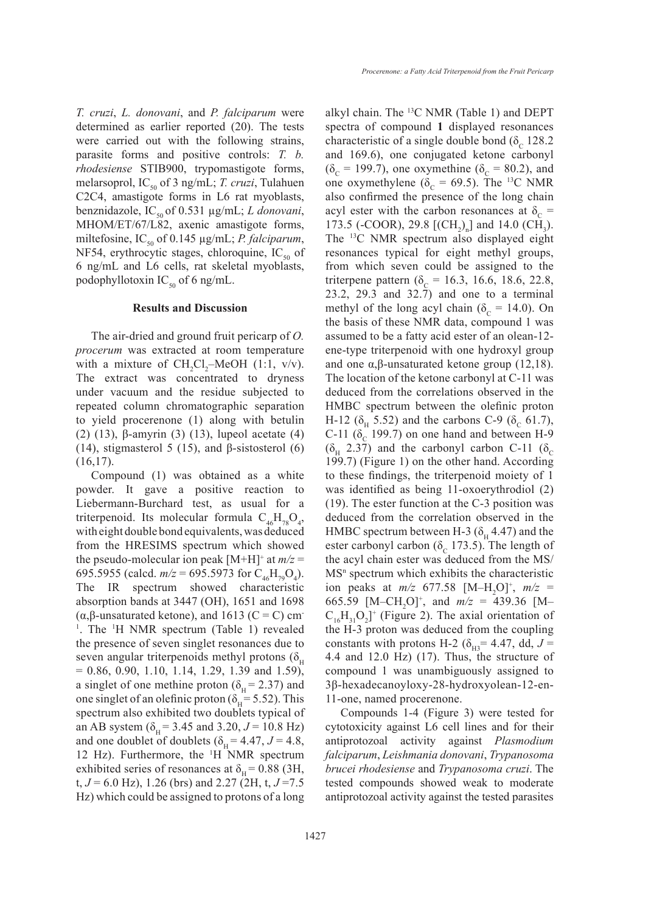*T. cruzi*, *L. donovani*, and *P. falciparum* were determined as earlier reported (20). The tests were carried out with the following strains, parasite forms and positive controls: *T. b. rhodesiense* STIB900, trypomastigote forms, melarsoprol, $IC_{50}$ of 3 ng/mL; *T. cruzi*, Tulahuen C2C4, amastigote forms in L6 rat myoblasts, benznidazole, $IC_{50}$ of 0.531 µg/mL; *L donovani*, MHOM/ET/67/L82, axenic amastigote forms, miltefosine, $IC_{50}$ of 0.145 µg/mL; *P. falciparum*, NF54, erythrocytic stages, chloroquine, $IC_{50}$ of 6 ng/mL and L6 cells, rat skeletal myoblasts, podophyllotoxin $IC_{50}$ of 6 ng/mL.

## Results and Discussion

The air-dried and ground fruit pericarp of *O. procerum* was extracted at room temperature with a mixture of $CH_2Cl_2$–MeOH (1:1, v/v). The extract was concentrated to dryness under vacuum and the residue subjected to repeated column chromatographic separation to yield procerenone (1) along with betulin (2) (13), β-amyrin (3) (13), lupeol acetate (4) (14), stigmasterol 5 (15), and β-sistosterol (6) (16,17).

Compound (1) was obtained as a white powder. It gave a positive reaction to Liebermann-Burchard test, as usual for a triterpenoid. Its molecular formula $C_{46}H_{78}O_4$, with eight double bond equivalents, was deduced from the HRESIMS spectrum which showed the pseudo-molecular ion peak $[M+H]^+$ at $m/z$ = 695.5955 (calcd. $m/z$ = 695.5973 for $C_{46}H_{79}O_4$). The IR spectrum showed characteristic absorption bands at 3447 (OH), 1651 and 1698 (α,β-unsaturated ketone), and 1613 (C = C) $cm^{-1}$. The $^1H$ NMR spectrum (Table 1) revealed the presence of seven singlet resonances due to seven angular triterpenoids methyl protons ($\delta_H$ = 0.86, 0.90, 1.10, 1.14, 1.29, 1.39 and 1.59), a singlet of one methine proton ($\delta_H$ = 2.37) and one singlet of an olefinic proton ($\delta_H$ = 5.52). This spectrum also exhibited two doublets typical of an AB system ($\delta_H$ = 3.45 and 3.20, $J$ = 10.8 Hz) and one doublet of doublets ($\delta_H$ = 4.47, $J$ = 4.8, 12 Hz). Furthermore, the $^1H$ NMR spectrum exhibited series of resonances at $\delta_H$ = 0.88 (3H, t, $J$ = 6.0 Hz), 1.26 (brs) and 2.27 (2H, t, $J$ =7.5 Hz) which could be assigned to protons of a long alkyl chain. The $^{13}C$ NMR (Table 1) and DEPT spectra of compound **1** displayed resonances characteristic of a single double bond ($\delta_C$ 128.2 and 169.6), one conjugated ketone carbonyl ($\delta_C$ = 199.7), one oxymethine ($\delta_C$ = 80.2), and one oxymethylene ($\delta_C$ = 69.5). The $^{13}C$ NMR also confirmed the presence of the long chain acyl ester with the carbon resonances at $\delta_C$ = 173.5 (-COOR), 29.8 $[(CH_2)_n]$ and 14.0 ($CH_3$). The $^{13}C$ NMR spectrum also displayed eight resonances typical for eight methyl groups, from which seven could be assigned to the triterpene pattern ($\delta_C$ = 16.3, 16.6, 18.6, 22.8, 23.2, 29.3 and 32.7) and one to a terminal methyl of the long acyl chain ($\delta_C$ = 14.0). On the basis of these NMR data, compound 1 was assumed to be a fatty acid ester of an olean-12-ene-type triterpenoid with one hydroxyl group and one α,β-unsaturated ketone group (12,18). The location of the ketone carbonyl at C-11 was deduced from the correlations observed in the HMBC spectrum between the olefinic proton H-12 ($\delta_H$ 5.52) and the carbons C-9 ($\delta_C$ 61.7), C-11 ($\delta_C$ 199.7) on one hand and between H-9 ($\delta_H$ 2.37) and the carbonyl carbon C-11 ($\delta_C$ 199.7) (Figure 1) on the other hand. According to these findings, the triterpenoid moiety of 1 was identified as being 11-oxoerythrodiol (2) (19). The ester function at the C-3 position was deduced from the correlation observed in the HMBC spectrum between H-3 ($\delta_H$ 4.47) and the ester carbonyl carbon ($\delta_C$ 173.5). The length of the acyl chain ester was deduced from the MS/$MS^n$ spectrum which exhibits the characteristic ion peaks at $m/z$ 677.58 $[M–H_2O]^+$, $m/z$ = 665.59 $[M–CH_2O]^+$, and $m/z$ = 439.36 $[M–C_{16}H_{31}O_2]^+$ (Figure 2). The axial orientation of the H-3 proton was deduced from the coupling constants with protons H-2 ($\delta_{H3}$= 4.47, dd, $J$ = 4.4 and 12.0 Hz) (17). Thus, the structure of compound 1 was unambiguously assigned to 3β-hexadecanoyloxy-28-hydroxyolean-12-en-11-one, named procerenone.

Compounds 1-4 (Figure 3) were tested for cytotoxicity against L6 cell lines and for their antiprotozoal activity against *Plasmodium falciparum*, *Leishmania donovani*, *Trypanosoma brucei rhodesiense* and *Trypanosoma cruzi*. The tested compounds showed weak to moderate antiprotozoal activity against the tested parasites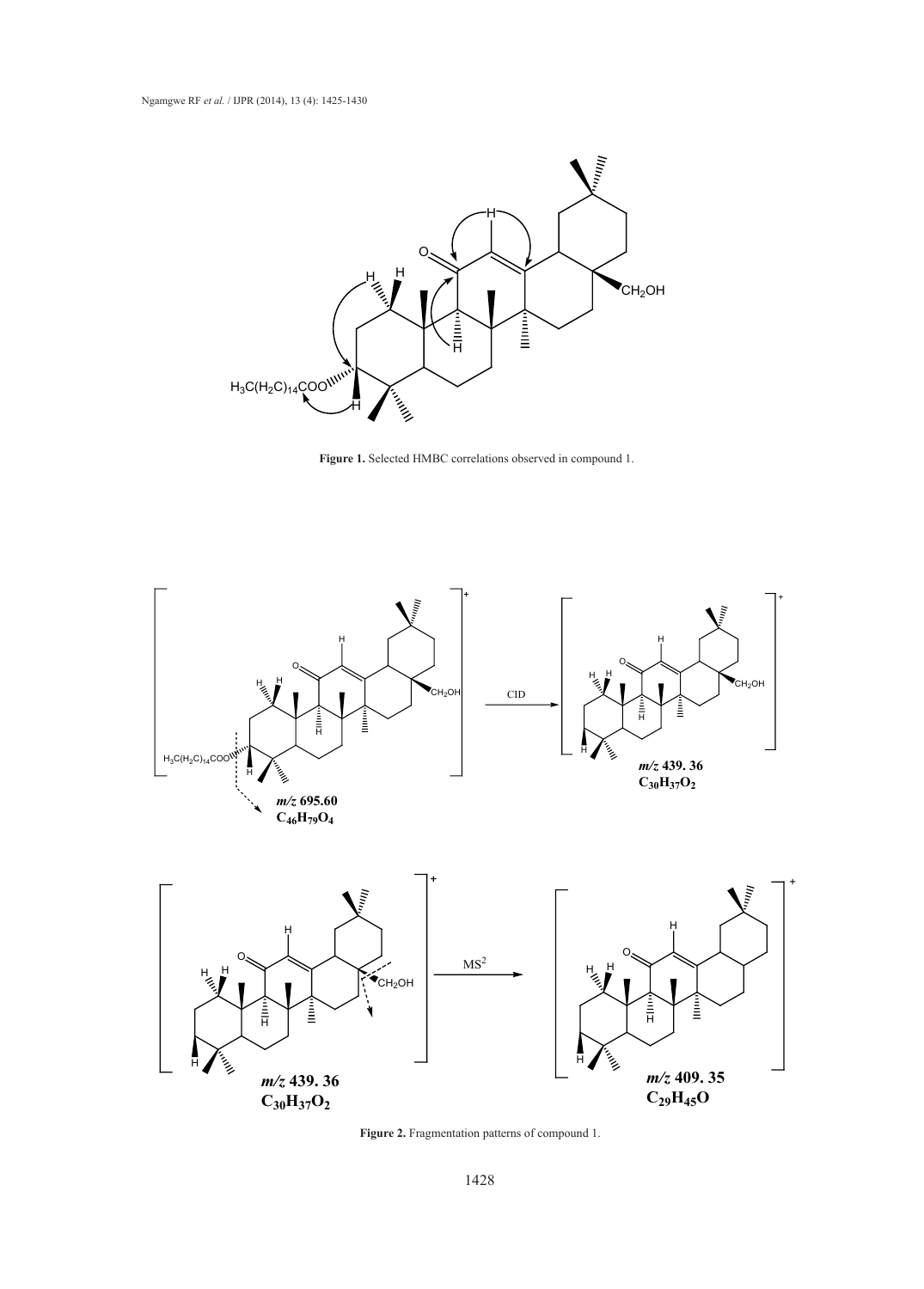Figure 1. Selected HMBC correlations observed in compound 1.

Figure 2. Fragmentation patterns of compound 1.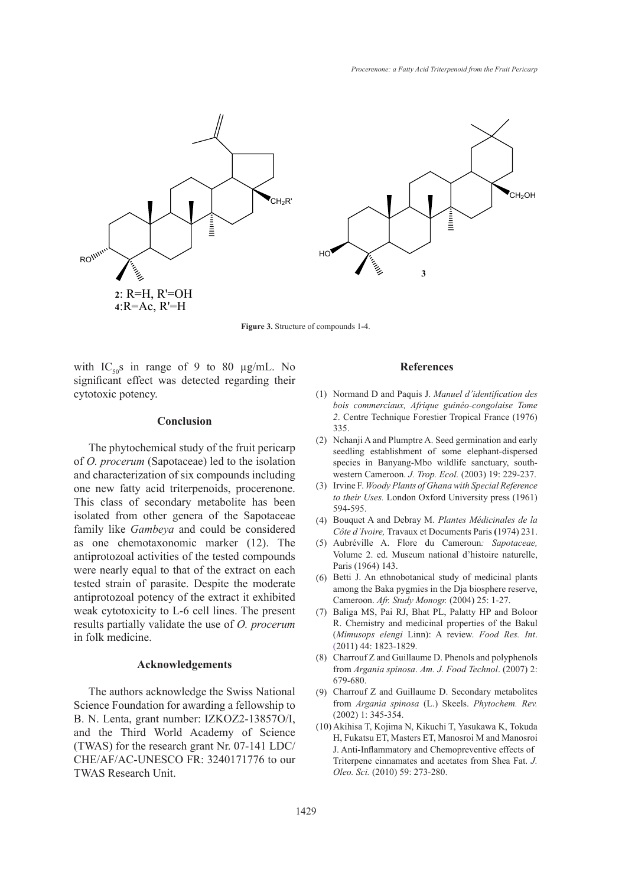**2**: R=H, R'=OH
**4**:R=Ac, R'=H

**3**

**Figure 3.** Structure of compounds 1-4.

with $IC_{50}$s in range of 9 to 80 µg/mL. No significant effect was detected regarding their cytotoxic potency.

## Conclusion

The phytochemical study of the fruit pericarp of *O. procerum* (Sapotaceae) led to the isolation and characterization of six compounds including one new fatty acid triterpenoids, procerenone. This class of secondary metabolite has been isolated from other genera of the Sapotaceae family like *Gambeya* and could be considered as one chemotaxonomic marker (12). The antiprotozoal activities of the tested compounds were nearly equal to that of the extract on each tested strain of parasite. Despite the moderate antiprotozoal potency of the extract it exhibited weak cytotoxicity to L-6 cell lines. The present results partially validate the use of *O. procerum* in folk medicine.

## Acknowledgements

The authors acknowledge the Swiss National Science Foundation for awarding a fellowship to B. N. Lenta, grant number: IZKOZ2-13857O/I, and the Third World Academy of Science (TWAS) for the research grant Nr. 07-141 LDC/CHE/AF/AC-UNESCO FR: 3240171776 to our TWAS Research Unit.

## References

(1) Normand D and Paquis J. *Manuel d'identification des bois commerciaux, Afrique guinéo-congolaise Tome 2*. Centre Technique Forestier Tropical France (1976) 335.

(2) Nchanji A and Plumptre A. Seed germination and early seedling establishment of some elephant-dispersed species in Banyang-Mbo wildlife sanctuary, south-western Cameroon. *J. Trop. Ecol.* (2003) 19: 229-237.

(3) Irvine F. *Woody Plants of Ghana with Special Reference to their Uses.* London Oxford University press (1961) 594-595.

(4) Bouquet A and Debray M. *Plantes Médicinales de la Côte d'Ivoire,* Travaux et Documents Paris (1974) 231.

(5) Aubréville A. Flore du Cameroun*: Sapotaceae,* Volume 2. ed. Museum national d'histoire naturelle, Paris (1964) 143.

(6) Betti J. An ethnobotanical study of medicinal plants among the Baka pygmies in the Dja biosphere reserve, Cameroon. *Afr. Study Monogr.* (2004) 25: 1-27.

(7) Baliga MS, Pai RJ, Bhat PL, Palatty HP and Boloor R. Chemistry and medicinal properties of the Bakul (*Mimusops elengi* Linn): A review. *Food Res. Int*. (2011) 44: 1823-1829.

(8) Charrouf Z and Guillaume D. Phenols and polyphenols from *Argania spinosa*. *Am. J. Food Technol*. (2007) 2: 679-680.

(9) Charrouf Z and Guillaume D. Secondary metabolites from *Argania spinosa* (L.) Skeels. *Phytochem. Rev.* (2002) 1: 345-354.

(10) Akihisa T, Kojima N, Kikuchi T, Yasukawa K, Tokuda H, Fukatsu ET, Masters ET, Manosroi M and Manosroi J. Anti-Inflammatory and Chemopreventive effects of Triterpene cinnamates and acetates from Shea Fat. *J. Oleo. Sci.* (2010) 59: 273-280.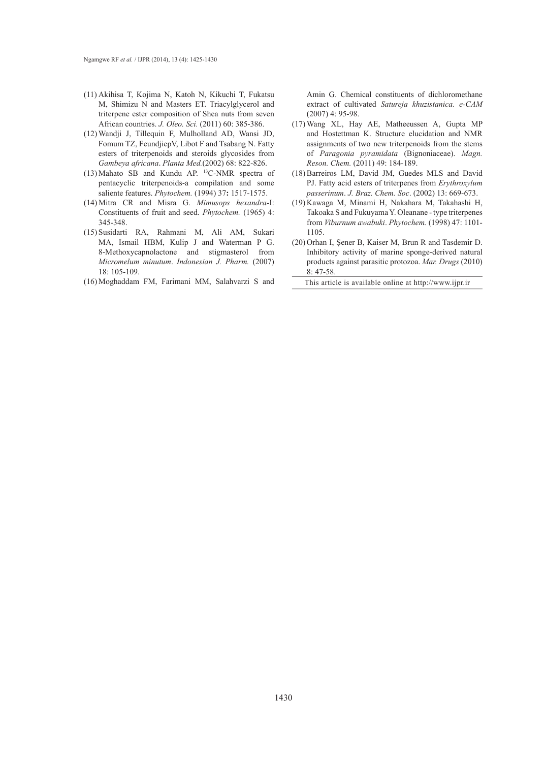(11) Akihisa T, Kojima N, Katoh N, Kikuchi T, Fukatsu M, Shimizu N and Masters ET. Triacylglycerol and triterpene ester composition of Shea nuts from seven African countries. *J. Oleo. Sci.* (2011) 60: 385-386.

(12) Wandji J, Tillequin F, Mulholland AD, Wansi JD, Fomum TZ, FeundjiepV, Libot F and Tsabang N. Fatty esters of triterpenoids and steroids glycosides from *Gambeya africana*. *Planta Med.*(2002) 68: 822-826.

(13) Mahato SB and Kundu AP. $^{13}$C-NMR spectra of pentacyclic triterpenoids-a compilation and some saliente features. *Phytochem.* (1994) 37**:** 1517-1575.

(14) Mitra CR and Misra G. *Mimusops hexandra*-I: Constituents of fruit and seed. *Phytochem.* (1965) 4: 345-348.

(15) Susidarti RA, Rahmani M, Ali AM, Sukari MA, Ismail HBM, Kulip J and Waterman P G. 8-Methoxycapnolactone and stigmasterol from *Micromelum minutum*. *Indonesian J. Pharm.* (2007) 18: 105-109.

(16) Moghaddam FM, Farimani MM, Salahvarzi S and Amin G. Chemical constituents of dichloromethane extract of cultivated *Satureja khuzistanica. e-CAM* (2007) 4: 95-98.

(17) Wang XL, Hay AE, Matheeussen A, Gupta MP and Hostettman K. Structure elucidation and NMR assignments of two new triterpenoids from the stems of *Paragonia pyramidata* (Bignoniaceae). *Magn. Reson. Chem.* (2011) 49: 184-189.

(18) Barreiros LM, David JM, Guedes MLS and David PJ. Fatty acid esters of triterpenes from *Erythroxylum passerinum*. *J. Braz. Chem. Soc*. (2002) 13: 669-673.

(19) Kawaga M, Minami H, Nakahara M, Takahashi H, Takoaka S and Fukuyama Y. Oleanane - type triterpenes from *Viburnum awabuki*. *Phytochem.* (1998) 47: 1101-1105.

(20) Orhan I, Şener B, Kaiser M, Brun R and Tasdemir D. Inhibitory activity of marine sponge-derived natural products against parasitic protozoa. *Mar. Drugs* (2010) 8: 47-58.

This article is available online at http://www.ijpr.ir